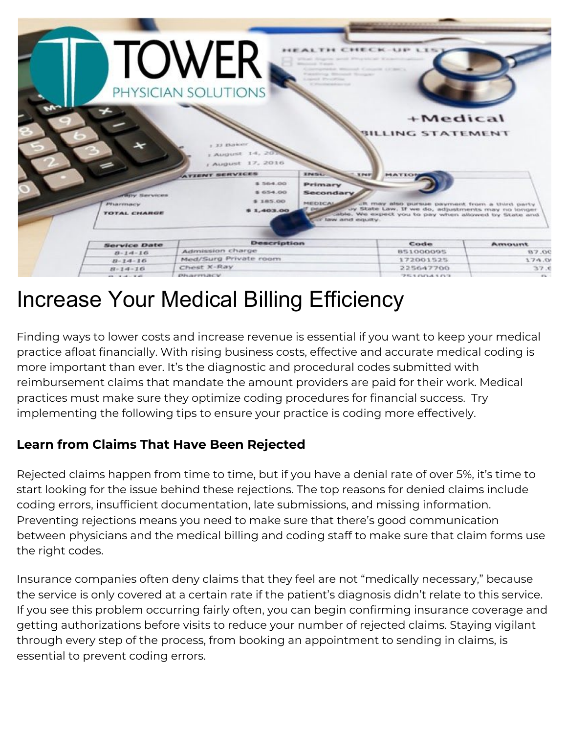# Increase Your Medical Billing Efficiency

Finding ways to lower costs and increase revenue is essential if you want to keep your medical practice afloat financially. With rising business costs, effective and accurate medical coding is more important than ever. It's the diagnostic and procedural codes submitted with reimbursement claims that mandate the amount providers are paid for their work. Medical practices must make sure they optimize coding procedures for financial success. Try implementing the following tips to ensure your practice is coding more effectively.

### Learn from Claims That Have Been Rejected

Rejected claims happen from time to time, but if you have a denial rate of over 5%, it's time to start looking for the issue behind these rejections. The top reasons for denied claims include coding errors, insufficient documentation, late submissions, and missing information. Preventing rejections means you need to make sure that there's good communication between physicians and the medical billing and coding staff to make sure that claim forms use the right codes.

Insurance companies often deny claims that they feel are not "medically necessary," because the service is only covered at a certain rate if the patient's diagnosis didn't relate to this service. If you see this problem occurring fairly often, you can begin confirming insurance coverage and getting authorizations before visits to reduce your number of rejected claims. Staying vigilant through every step of the process, from booking an appointment to sending in claims, is essential to prevent coding errors.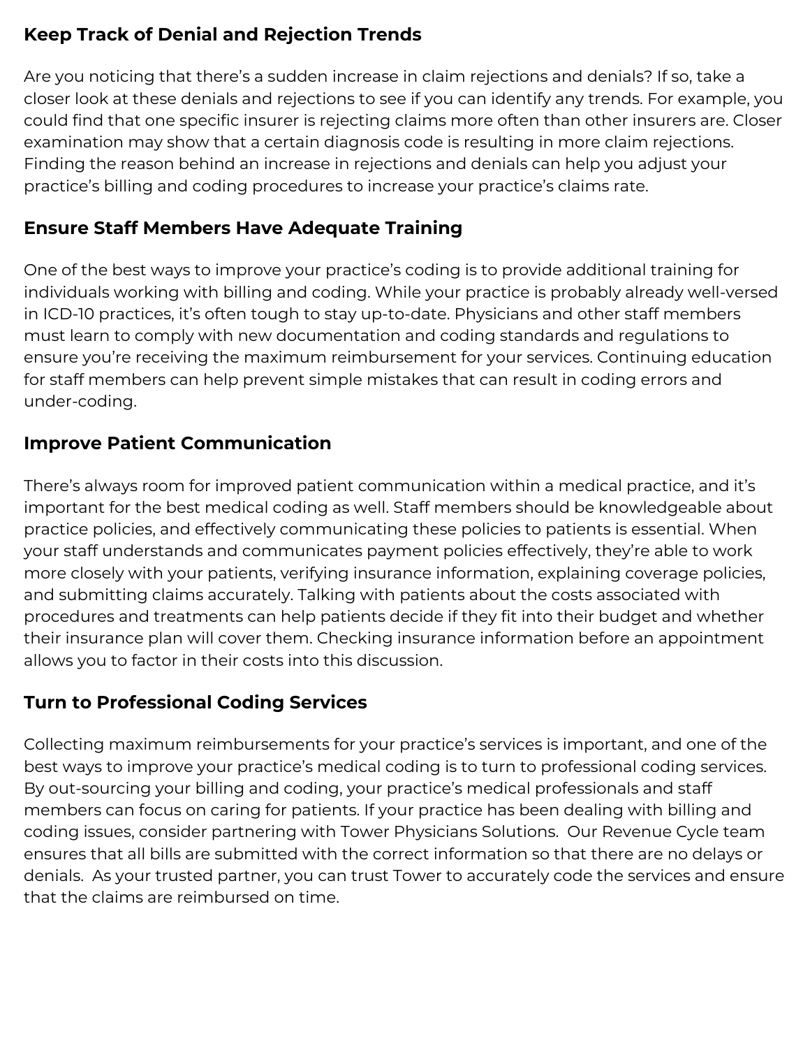## Keep Track of Denial and Rejection Trends

Are you noticing that there's a sudden increase in claim rejections and denials? If so, take a closer look at these denials and rejections to see if you can identify any trends. For example, you could find that one specific insurer is rejecting claims more often than other insurers are. Closer examination may show that a certain diagnosis code is resulting in more claim rejections. Finding the reason behind an increase in rejections and denials can help you adjust your practice's billing and coding procedures to increase your practice's claims rate.

## Ensure Staff Members Have Adequate Training

One of the best ways to improve your practice's coding is to provide additional training for individuals working with billing and coding. While your practice is probably already well-versed in ICD-10 practices, it's often tough to stay up-to-date. Physicians and other staff members must learn to comply with new documentation and coding standards and regulations to ensure you're receiving the maximum reimbursement for your services. Continuing education for staff members can help prevent simple mistakes that can result in coding errors and under-coding.

## Improve Patient Communication

There's always room for improved patient communication within a medical practice, and it's important for the best medical coding as well. Staff members should be knowledgeable about practice policies, and effectively communicating these policies to patients is essential. When your staff understands and communicates payment policies effectively, they're able to work more closely with your patients, verifying insurance information, explaining coverage policies, and submitting claims accurately. Talking with patients about the costs associated with procedures and treatments can help patients decide if they fit into their budget and whether their insurance plan will cover them. Checking insurance information before an appointment allows you to factor in their costs into this discussion.

## Turn to Professional Coding Services

Collecting maximum reimbursements for your practice's services is important, and one of the best ways to improve your practice's medical coding is to turn to professional coding services. By out-sourcing your billing and coding, your practice's medical professionals and staff members can focus on caring for patients. If your practice has been dealing with billing and coding issues, consider partnering with Tower Physicians Solutions. Our Revenue Cycle team ensures that all bills are submitted with the correct information so that there are no delays or denials. As your trusted partner, you can trust Tower to accurately code the services and ensure that the claims are reimbursed on time.